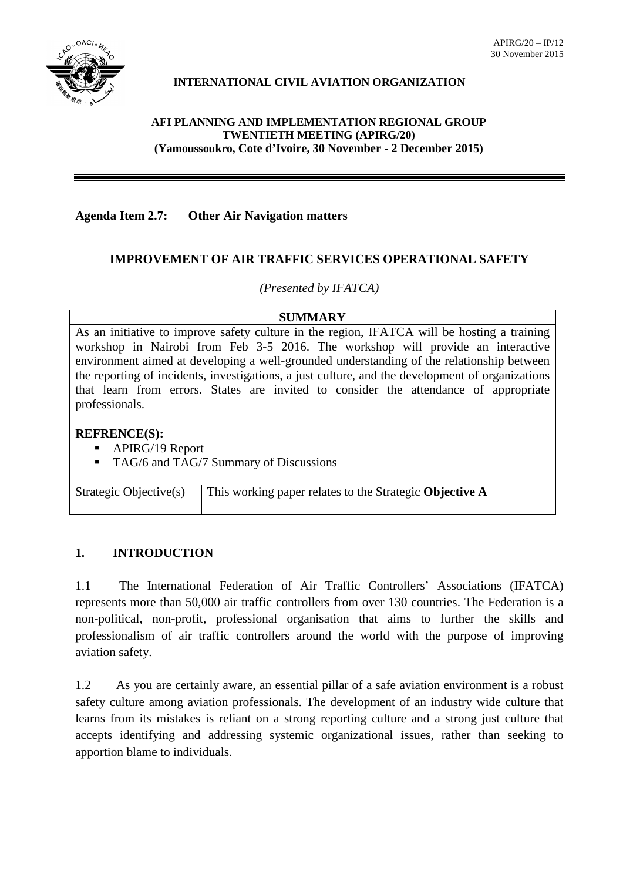APIRG/20 – IP/12
30 November 2015

**INTERNATIONAL CIVIL AVIATION ORGANIZATION**

**AFI PLANNING AND IMPLEMENTATION REGIONAL GROUP**
**TWENTIETH MEETING (APIRG/20)**
**(Yamoussoukro, Cote d'Ivoire, 30 November - 2 December 2015)**

---

**Agenda Item 2.7: Other Air Navigation matters**

## IMPROVEMENT OF AIR TRAFFIC SERVICES OPERATIONAL SAFETY

*(Presented by IFATCA)*

| **SUMMARY** | |
|---|---|
| As an initiative to improve safety culture in the region, IFATCA will be hosting a training workshop in Nairobi from Feb 3-5 2016. The workshop will provide an interactive environment aimed at developing a well-grounded understanding of the relationship between the reporting of incidents, investigations, a just culture, and the development of organizations that learn from errors. States are invited to consider the attendance of appropriate professionals. | |
| **REFRENCE(S):** <br> ▪ APIRG/19 Report <br> ▪ TAG/6 and TAG/7 Summary of Discussions | |
| Strategic Objective(s) | This working paper relates to the Strategic **Objective A** |

## 1. INTRODUCTION

1.1 The International Federation of Air Traffic Controllers' Associations (IFATCA) represents more than 50,000 air traffic controllers from over 130 countries. The Federation is a non-political, non-profit, professional organisation that aims to further the skills and professionalism of air traffic controllers around the world with the purpose of improving aviation safety.

1.2 As you are certainly aware, an essential pillar of a safe aviation environment is a robust safety culture among aviation professionals. The development of an industry wide culture that learns from its mistakes is reliant on a strong reporting culture and a strong just culture that accepts identifying and addressing systemic organizational issues, rather than seeking to apportion blame to individuals.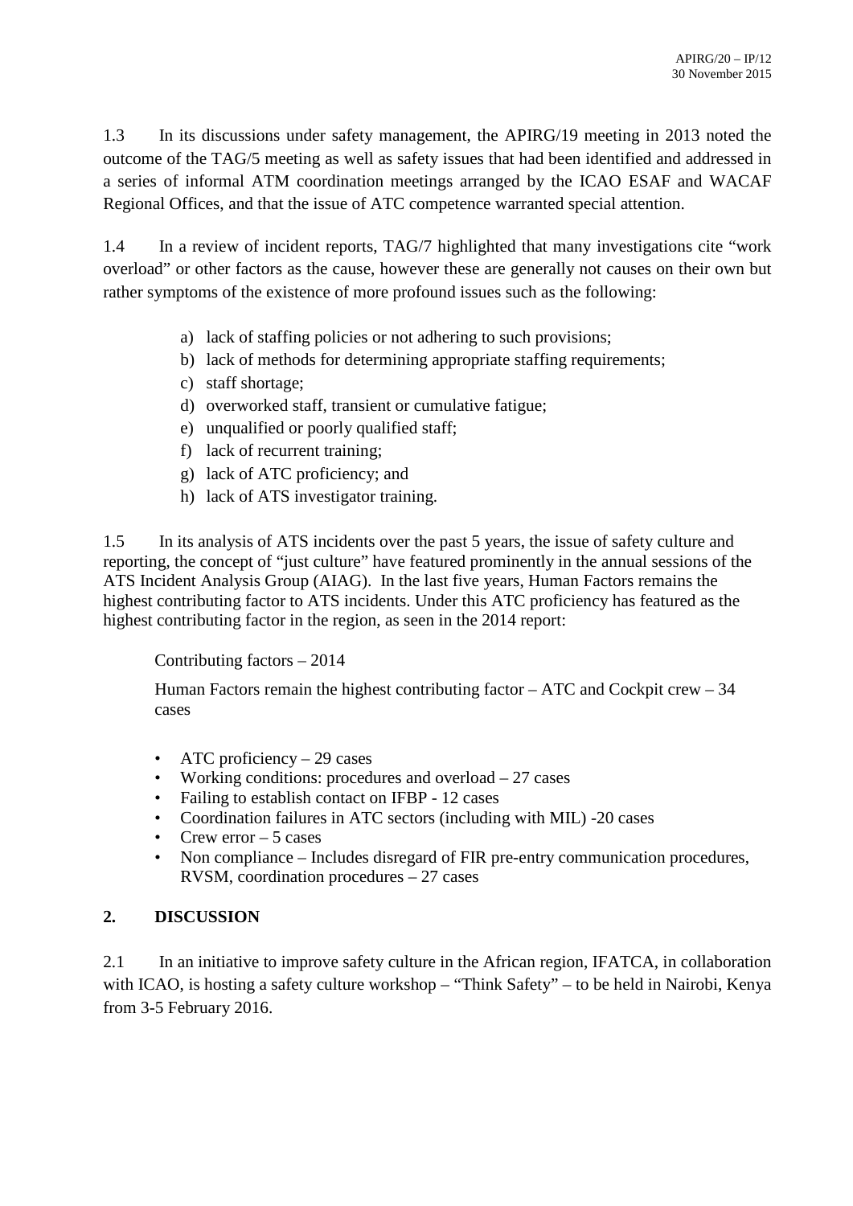1.3 In its discussions under safety management, the APIRG/19 meeting in 2013 noted the outcome of the TAG/5 meeting as well as safety issues that had been identified and addressed in a series of informal ATM coordination meetings arranged by the ICAO ESAF and WACAF Regional Offices, and that the issue of ATC competence warranted special attention.

1.4 In a review of incident reports, TAG/7 highlighted that many investigations cite "work overload" or other factors as the cause, however these are generally not causes on their own but rather symptoms of the existence of more profound issues such as the following:

a) lack of staffing policies or not adhering to such provisions;
b) lack of methods for determining appropriate staffing requirements;
c) staff shortage;
d) overworked staff, transient or cumulative fatigue;
e) unqualified or poorly qualified staff;
f) lack of recurrent training;
g) lack of ATC proficiency; and
h) lack of ATS investigator training.

1.5 In its analysis of ATS incidents over the past 5 years, the issue of safety culture and reporting, the concept of "just culture" have featured prominently in the annual sessions of the ATS Incident Analysis Group (AIAG). In the last five years, Human Factors remains the highest contributing factor to ATS incidents. Under this ATC proficiency has featured as the highest contributing factor in the region, as seen in the 2014 report:

Contributing factors – 2014

Human Factors remain the highest contributing factor – ATC and Cockpit crew – 34 cases

- ATC proficiency – 29 cases
- Working conditions: procedures and overload – 27 cases
- Failing to establish contact on IFBP - 12 cases
- Coordination failures in ATC sectors (including with MIL) -20 cases
- Crew error – 5 cases
- Non compliance – Includes disregard of FIR pre-entry communication procedures, RVSM, coordination procedures – 27 cases

## 2. DISCUSSION

2.1 In an initiative to improve safety culture in the African region, IFATCA, in collaboration with ICAO, is hosting a safety culture workshop – "Think Safety" – to be held in Nairobi, Kenya from 3-5 February 2016.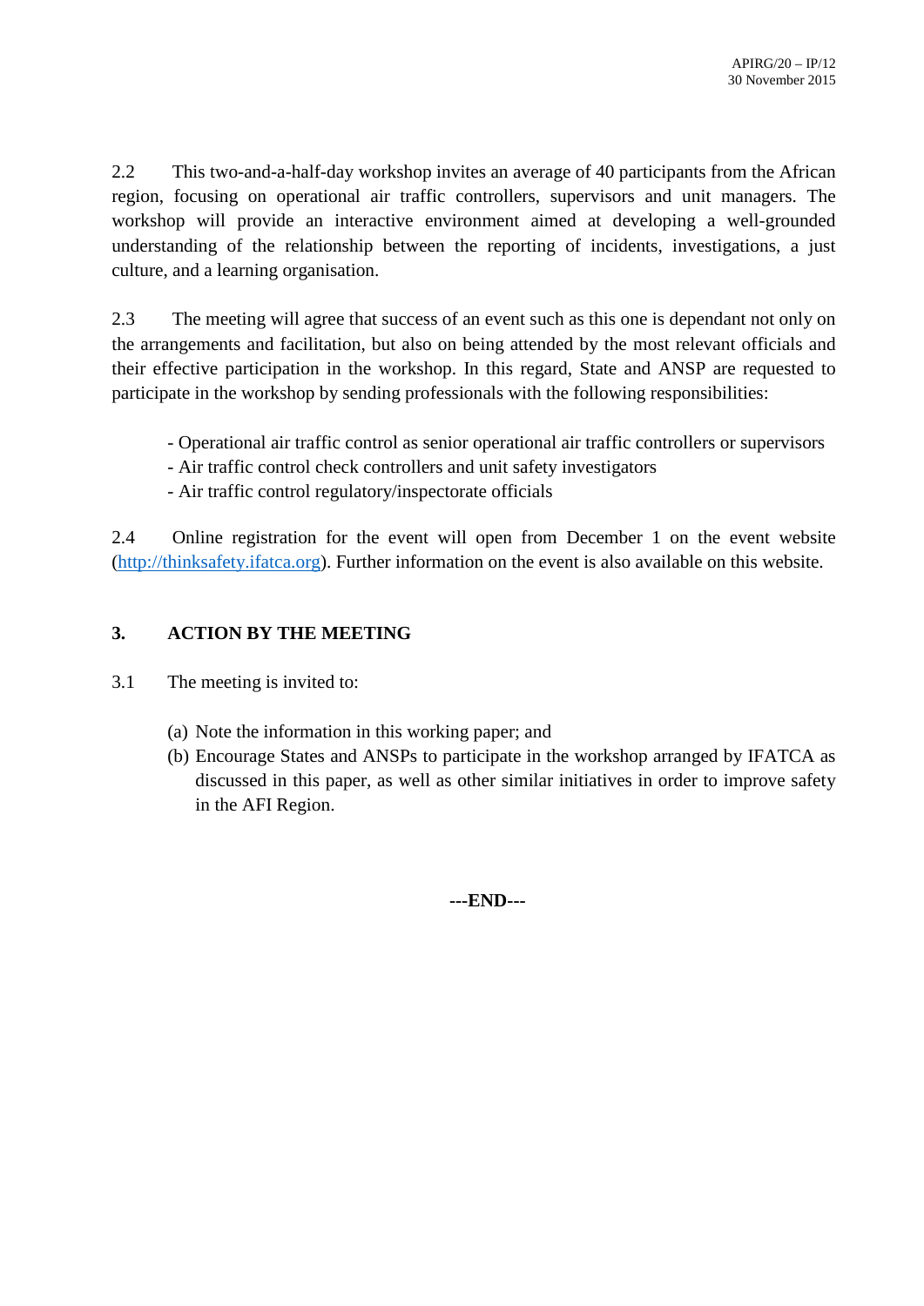2.2 This two-and-a-half-day workshop invites an average of 40 participants from the African region, focusing on operational air traffic controllers, supervisors and unit managers. The workshop will provide an interactive environment aimed at developing a well-grounded understanding of the relationship between the reporting of incidents, investigations, a just culture, and a learning organisation.

2.3 The meeting will agree that success of an event such as this one is dependant not only on the arrangements and facilitation, but also on being attended by the most relevant officials and their effective participation in the workshop. In this regard, State and ANSP are requested to participate in the workshop by sending professionals with the following responsibilities:

- Operational air traffic control as senior operational air traffic controllers or supervisors
- Air traffic control check controllers and unit safety investigators
- Air traffic control regulatory/inspectorate officials

2.4 Online registration for the event will open from December 1 on the event website (http://thinksafety.ifatca.org). Further information on the event is also available on this website.

## 3. ACTION BY THE MEETING

3.1 The meeting is invited to:

(a) Note the information in this working paper; and
(b) Encourage States and ANSPs to participate in the workshop arranged by IFATCA as discussed in this paper, as well as other similar initiatives in order to improve safety in the AFI Region.

**---END---**